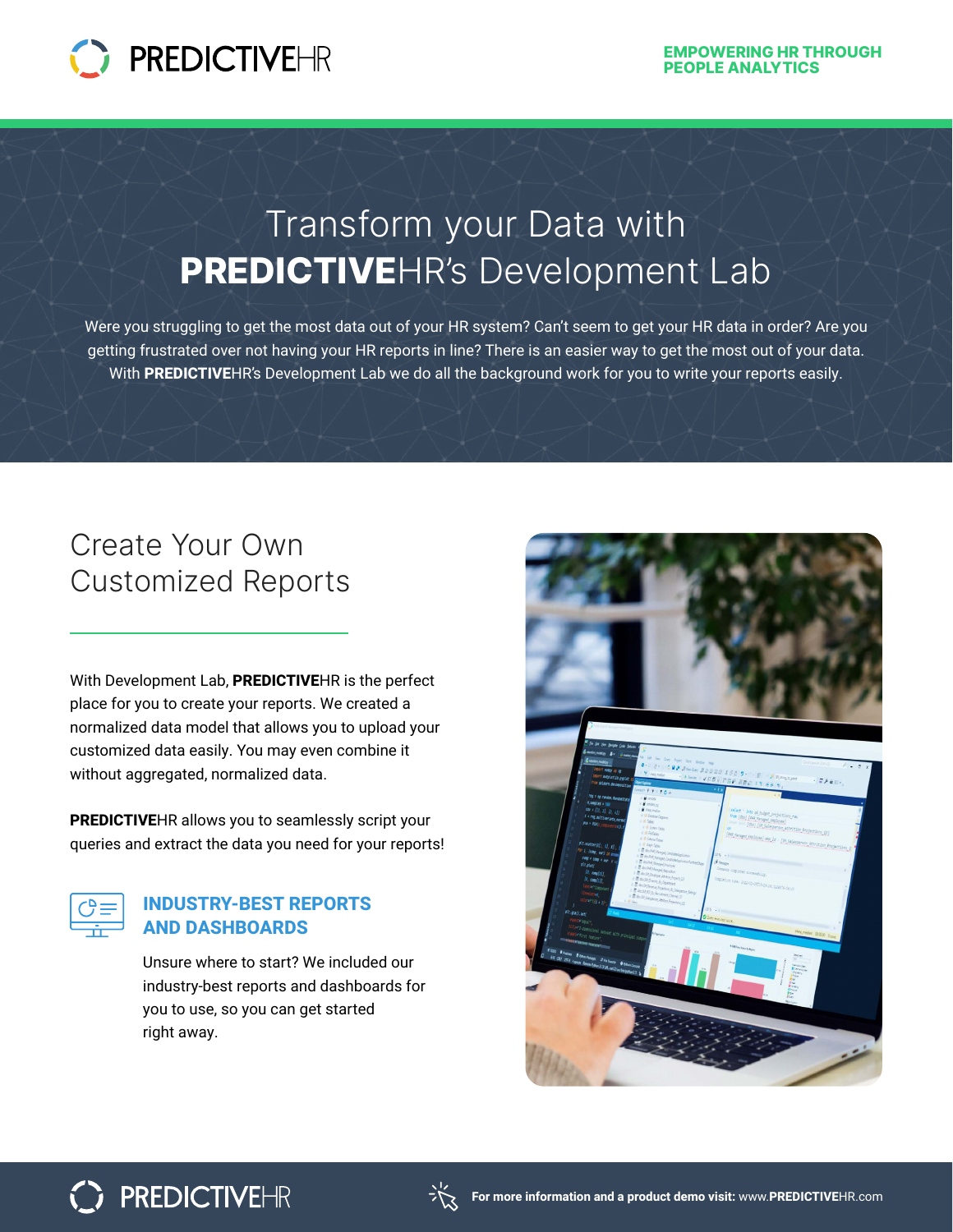PREDICTIVEHR

EMPOWERING HR THROUGH PEOPLE ANALYTICS

# Transform your Data with **PREDICTIVE**HR's Development Lab

Were you struggling to get the most data out of your HR system? Can't seem to get your HR data in order? Are you getting frustrated over not having your HR reports in line? There is an easier way to get the most out of your data. With **PREDICTIVE**HR's Development Lab we do all the background work for you to write your reports easily.

## Create Your Own Customized Reports

With Development Lab, **PREDICTIVE**HR is the perfect place for you to create your reports. We created a normalized data model that allows you to upload your customized data easily. You may even combine it without aggregated, normalized data.

**PREDICTIVE**HR allows you to seamlessly script your queries and extract the data you need for your reports!

### INDUSTRY-BEST REPORTS AND DASHBOARDS

Unsure where to start? We included our industry-best reports and dashboards for you to use, so you can get started right away.

PREDICTIVEHR

**For more information and a product demo visit:** www.**PREDICTIVE**HR.com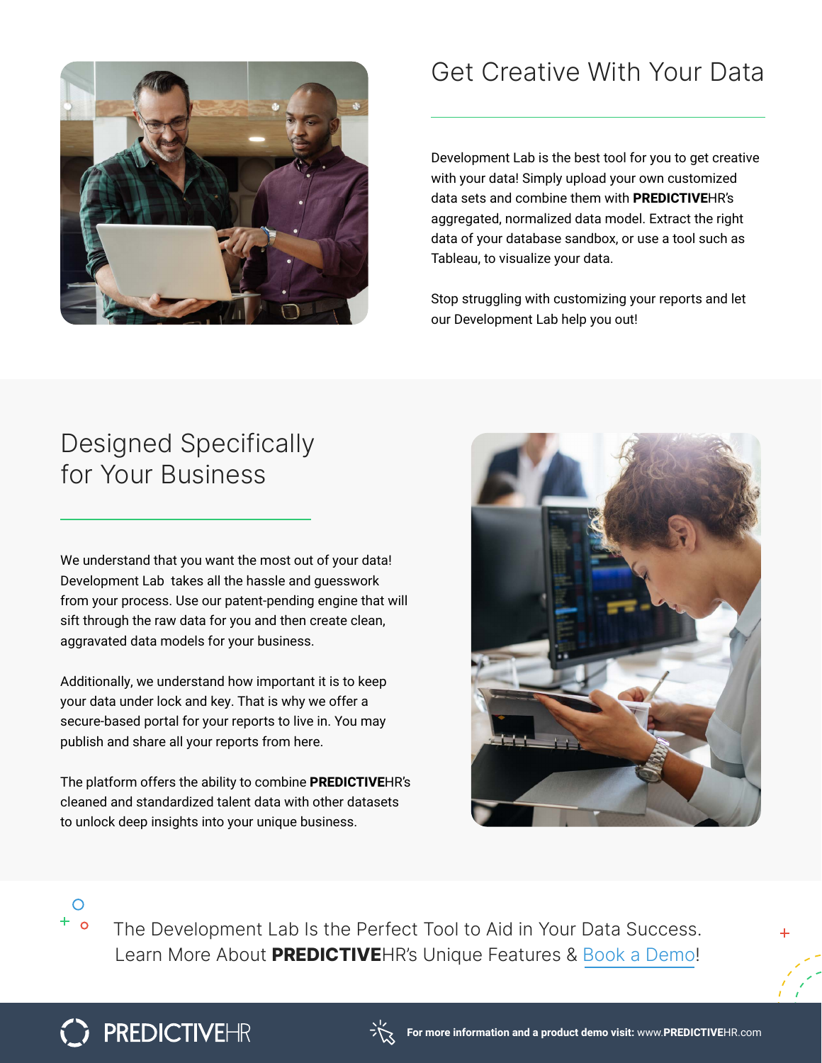## Get Creative With Your Data

Development Lab is the best tool for you to get creative with your data! Simply upload your own customized data sets and combine them with **PREDICTIVE**HR's aggregated, normalized data model. Extract the right data of your database sandbox, or use a tool such as Tableau, to visualize your data.

Stop struggling with customizing your reports and let our Development Lab help you out!

## Designed Specifically for Your Business

We understand that you want the most out of your data! Development Lab takes all the hassle and guesswork from your process. Use our patent-pending engine that will sift through the raw data for you and then create clean, aggravated data models for your business.

Additionally, we understand how important it is to keep your data under lock and key. That is why we offer a secure-based portal for your reports to live in. You may publish and share all your reports from here.

The platform offers the ability to combine **PREDICTIVE**HR's cleaned and standardized talent data with other datasets to unlock deep insights into your unique business.

The Development Lab Is the Perfect Tool to Aid in Your Data Success. Learn More About **PREDICTIVE**HR's Unique Features & Book a Demo!

PREDICTIVEHR

**For more information and a product demo visit:** www.**PREDICTIVE**HR.com